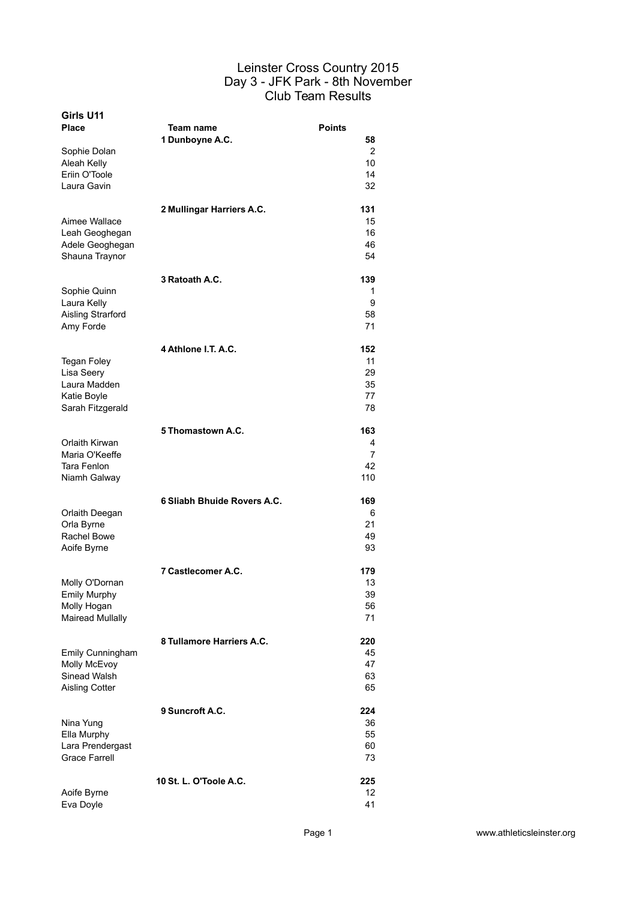# Leinster Cross Country 2015
## Day 3 - JFK Park - 8th November
## Club Team Results

### Girls U11

| Place | Team name | Points |
|---|---|---|
| | **1 Dunboyne A.C.** | **58** |
| Sophie Dolan | | 2 |
| Aleah Kelly | | 10 |
| Eriin O'Toole | | 14 |
| Laura Gavin | | 32 |
| | **2 Mullingar Harriers A.C.** | **131** |
| Aimee Wallace | | 15 |
| Leah Geoghegan | | 16 |
| Adele Geoghegan | | 46 |
| Shauna Traynor | | 54 |
| | **3 Ratoath A.C.** | **139** |
| Sophie Quinn | | 1 |
| Laura Kelly | | 9 |
| Aisling Strarford | | 58 |
| Amy Forde | | 71 |
| | **4 Athlone I.T. A.C.** | **152** |
| Tegan Foley | | 11 |
| Lisa Seery | | 29 |
| Laura Madden | | 35 |
| Katie Boyle | | 77 |
| Sarah Fitzgerald | | 78 |
| | **5 Thomastown A.C.** | **163** |
| Orlaith Kirwan | | 4 |
| Maria O'Keeffe | | 7 |
| Tara Fenlon | | 42 |
| Niamh Galway | | 110 |
| | **6 Sliabh Bhuide Rovers A.C.** | **169** |
| Orlaith Deegan | | 6 |
| Orla Byrne | | 21 |
| Rachel Bowe | | 49 |
| Aoife Byrne | | 93 |
| | **7 Castlecomer A.C.** | **179** |
| Molly O'Dornan | | 13 |
| Emily Murphy | | 39 |
| Molly Hogan | | 56 |
| Mairead Mullally | | 71 |
| | **8 Tullamore Harriers A.C.** | **220** |
| Emily Cunningham | | 45 |
| Molly McEvoy | | 47 |
| Sinead Walsh | | 63 |
| Aisling Cotter | | 65 |
| | **9 Suncroft A.C.** | **224** |
| Nina Yung | | 36 |
| Ella Murphy | | 55 |
| Lara Prendergast | | 60 |
| Grace Farrell | | 73 |
| | **10 St. L. O'Toole A.C.** | **225** |
| Aoife Byrne | | 12 |
| Eva Doyle | | 41 |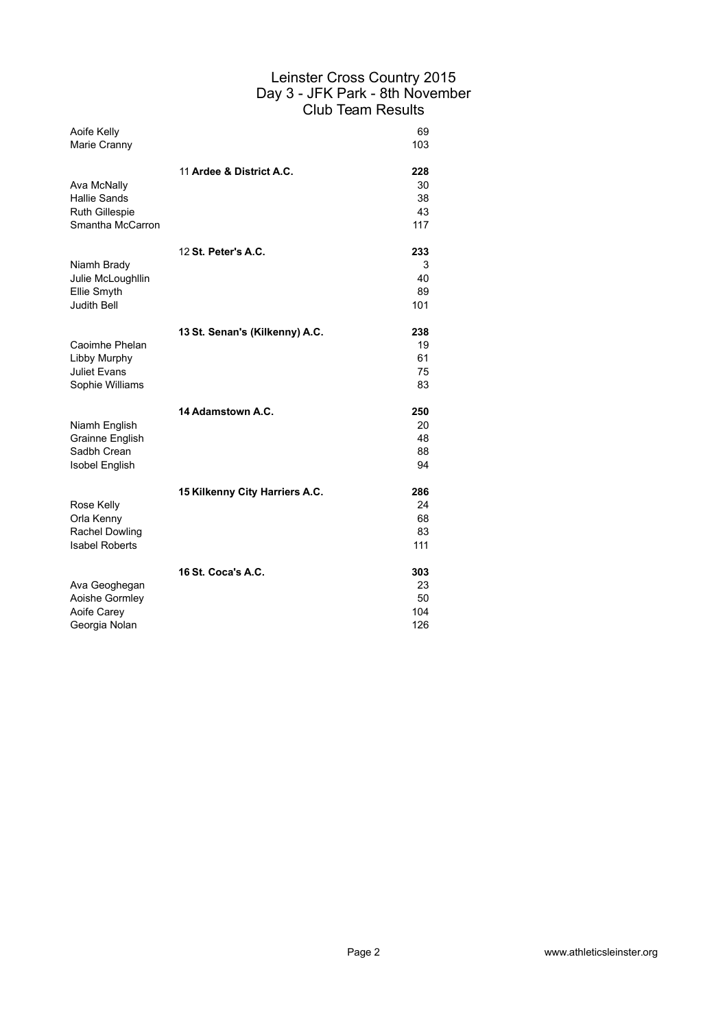# Leinster Cross Country 2015
## Day 3 - JFK Park - 8th November
## Club Team Results

| | | |
|---|---|---|
| Aoife Kelly | | 69 |
| Marie Cranny | | 103 |
| | 11 **Ardee & District A.C.** | **228** |
| Ava McNally | | 30 |
| Hallie Sands | | 38 |
| Ruth Gillespie | | 43 |
| Smantha McCarron | | 117 |
| | 12 **St. Peter's A.C.** | **233** |
| Niamh Brady | | 3 |
| Julie McLoughllin | | 40 |
| Ellie Smyth | | 89 |
| Judith Bell | | 101 |
| | **13 St. Senan's (Kilkenny) A.C.** | **238** |
| Caoimhe Phelan | | 19 |
| Libby Murphy | | 61 |
| Juliet Evans | | 75 |
| Sophie Williams | | 83 |
| | **14 Adamstown A.C.** | **250** |
| Niamh English | | 20 |
| Grainne English | | 48 |
| Sadbh Crean | | 88 |
| Isobel English | | 94 |
| | **15 Kilkenny City Harriers A.C.** | **286** |
| Rose Kelly | | 24 |
| Orla Kenny | | 68 |
| Rachel Dowling | | 83 |
| Isabel Roberts | | 111 |
| | **16 St. Coca's A.C.** | **303** |
| Ava Geoghegan | | 23 |
| Aoishe Gormley | | 50 |
| Aoife Carey | | 104 |
| Georgia Nolan | | 126 |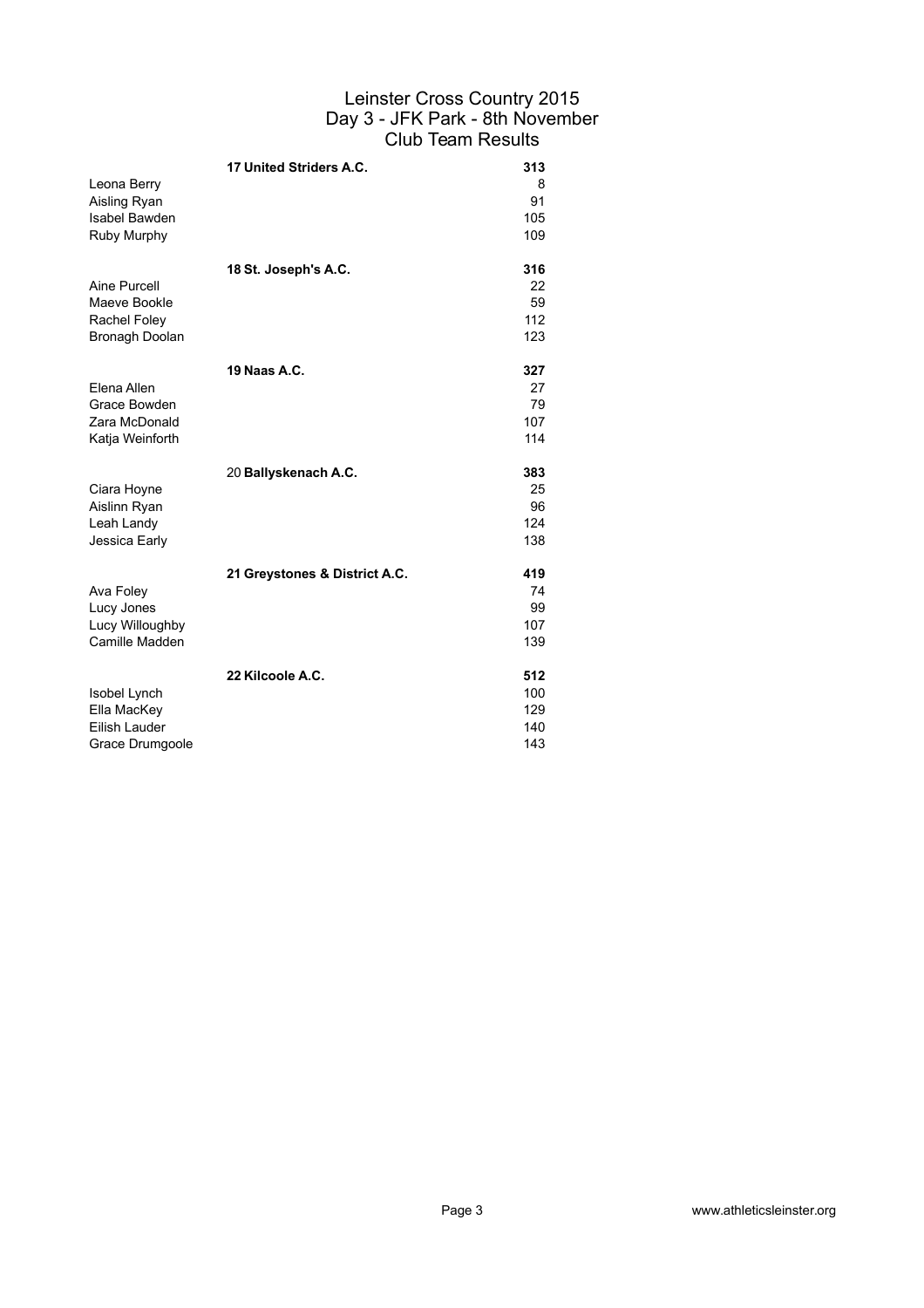# Leinster Cross Country 2015
## Day 3 - JFK Park - 8th November
## Club Team Results

| | | |
|---|---|---|
| | **17 United Striders A.C.** | **313** |
| Leona Berry | | 8 |
| Aisling Ryan | | 91 |
| Isabel Bawden | | 105 |
| Ruby Murphy | | 109 |
| | **18 St. Joseph's A.C.** | **316** |
| Aine Purcell | | 22 |
| Maeve Bookle | | 59 |
| Rachel Foley | | 112 |
| Bronagh Doolan | | 123 |
| | **19 Naas A.C.** | **327** |
| Elena Allen | | 27 |
| Grace Bowden | | 79 |
| Zara McDonald | | 107 |
| Katja Weinforth | | 114 |
| | 20 **Ballyskenach A.C.** | **383** |
| Ciara Hoyne | | 25 |
| Aislinn Ryan | | 96 |
| Leah Landy | | 124 |
| Jessica Early | | 138 |
| | **21 Greystones & District A.C.** | **419** |
| Ava Foley | | 74 |
| Lucy Jones | | 99 |
| Lucy Willoughby | | 107 |
| Camille Madden | | 139 |
| | **22 Kilcoole A.C.** | **512** |
| Isobel Lynch | | 100 |
| Ella MacKey | | 129 |
| Eilish Lauder | | 140 |
| Grace Drumgoole | | 143 |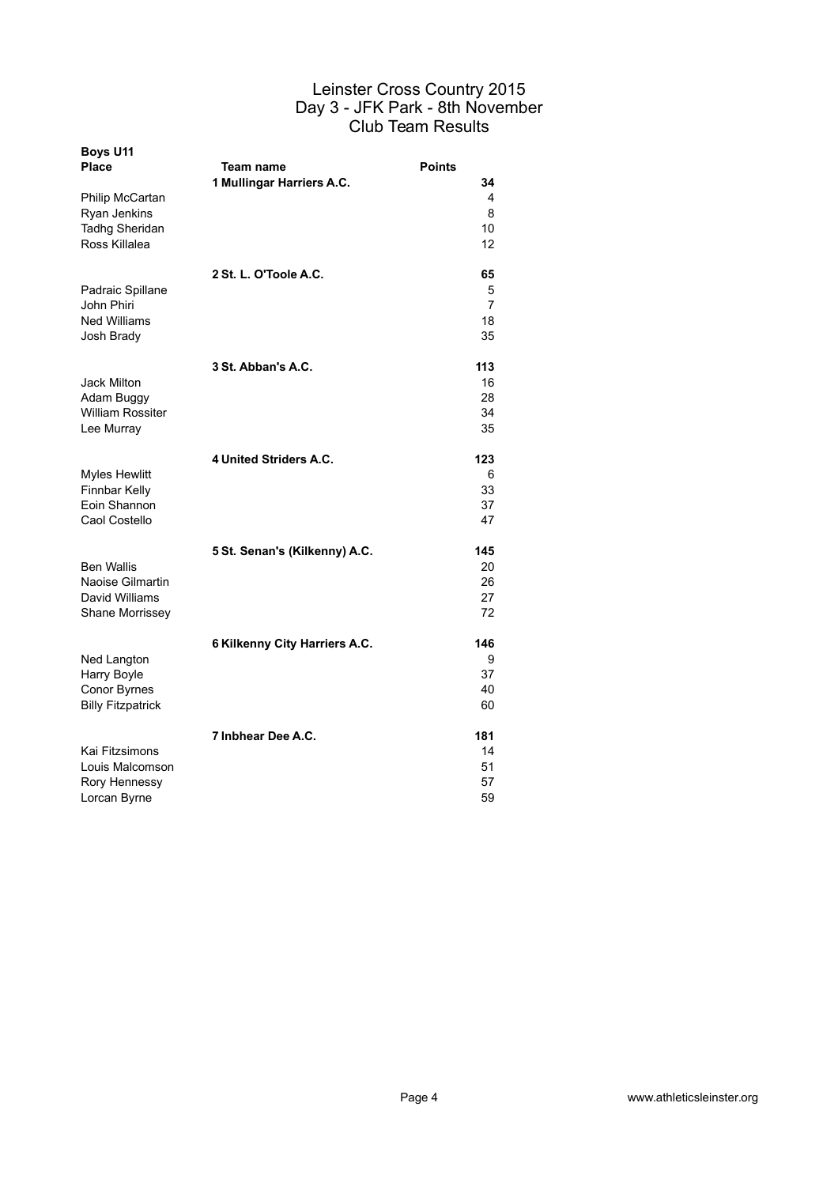# Leinster Cross Country 2015
## Day 3 - JFK Park - 8th November
## Club Team Results

**Boys U11**

| Place | Team name | Points |
|---|---|---|
| | **1 Mullingar Harriers A.C.** | **34** |
| Philip McCartan | | 4 |
| Ryan Jenkins | | 8 |
| Tadhg Sheridan | | 10 |
| Ross Killalea | | 12 |
| | **2 St. L. O'Toole A.C.** | **65** |
| Padraic Spillane | | 5 |
| John Phiri | | 7 |
| Ned Williams | | 18 |
| Josh Brady | | 35 |
| | **3 St. Abban's A.C.** | **113** |
| Jack Milton | | 16 |
| Adam Buggy | | 28 |
| William Rossiter | | 34 |
| Lee Murray | | 35 |
| | **4 United Striders A.C.** | **123** |
| Myles Hewlitt | | 6 |
| Finnbar Kelly | | 33 |
| Eoin Shannon | | 37 |
| Caol Costello | | 47 |
| | **5 St. Senan's (Kilkenny) A.C.** | **145** |
| Ben Wallis | | 20 |
| Naoise Gilmartin | | 26 |
| David Williams | | 27 |
| Shane Morrissey | | 72 |
| | **6 Kilkenny City Harriers A.C.** | **146** |
| Ned Langton | | 9 |
| Harry Boyle | | 37 |
| Conor Byrnes | | 40 |
| Billy Fitzpatrick | | 60 |
| | **7 Inbhear Dee A.C.** | **181** |
| Kai Fitzsimons | | 14 |
| Louis Malcomson | | 51 |
| Rory Hennessy | | 57 |
| Lorcan Byrne | | 59 |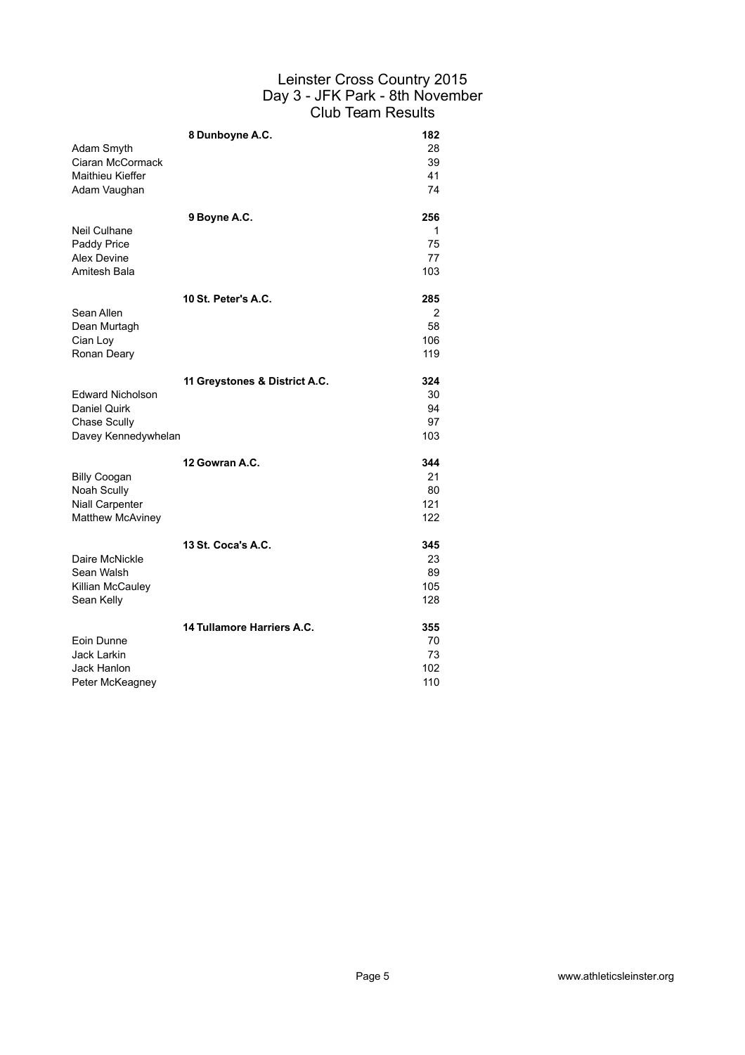# Leinster Cross Country 2015
## Day 3 - JFK Park - 8th November
## Club Team Results

| | 8 Dunboyne A.C. | 182 |
|---|---|---|
| Adam Smyth | | 28 |
| Ciaran McCormack | | 39 |
| Maithieu Kieffer | | 41 |
| Adam Vaughan | | 74 |
| | **9 Boyne A.C.** | **256** |
| Neil Culhane | | 1 |
| Paddy Price | | 75 |
| Alex Devine | | 77 |
| Amitesh Bala | | 103 |
| | **10 St. Peter's A.C.** | **285** |
| Sean Allen | | 2 |
| Dean Murtagh | | 58 |
| Cian Loy | | 106 |
| Ronan Deary | | 119 |
| | **11 Greystones & District A.C.** | **324** |
| Edward Nicholson | | 30 |
| Daniel Quirk | | 94 |
| Chase Scully | | 97 |
| Davey Kennedywhelan | | 103 |
| | **12 Gowran A.C.** | **344** |
| Billy Coogan | | 21 |
| Noah Scully | | 80 |
| Niall Carpenter | | 121 |
| Matthew McAviney | | 122 |
| | **13 St. Coca's A.C.** | **345** |
| Daire McNickle | | 23 |
| Sean Walsh | | 89 |
| Killian McCauley | | 105 |
| Sean Kelly | | 128 |
| | **14 Tullamore Harriers A.C.** | **355** |
| Eoin Dunne | | 70 |
| Jack Larkin | | 73 |
| Jack Hanlon | | 102 |
| Peter McKeagney | | 110 |

www.athleticsleinster.org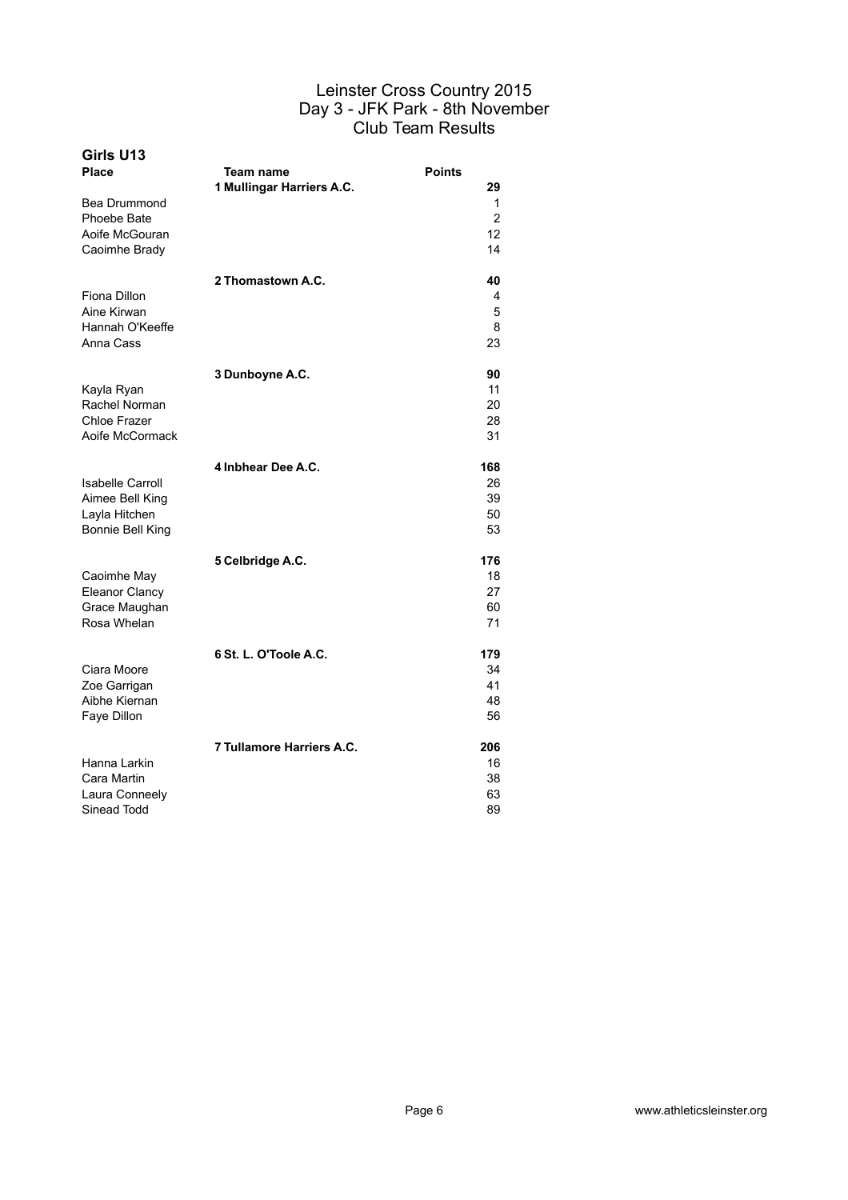# Leinster Cross Country 2015
## Day 3 - JFK Park - 8th November
## Club Team Results

### Girls U13

| Place | Team name | Points |
|---|---|---|
| | **1 Mullingar Harriers A.C.** | **29** |
| Bea Drummond | | 1 |
| Phoebe Bate | | 2 |
| Aoife McGouran | | 12 |
| Caoimhe Brady | | 14 |
| | **2 Thomastown A.C.** | **40** |
| Fiona Dillon | | 4 |
| Aine Kirwan | | 5 |
| Hannah O'Keeffe | | 8 |
| Anna Cass | | 23 |
| | **3 Dunboyne A.C.** | **90** |
| Kayla Ryan | | 11 |
| Rachel Norman | | 20 |
| Chloe Frazer | | 28 |
| Aoife McCormack | | 31 |
| | **4 Inbhear Dee A.C.** | **168** |
| Isabelle Carroll | | 26 |
| Aimee Bell King | | 39 |
| Layla Hitchen | | 50 |
| Bonnie Bell King | | 53 |
| | **5 Celbridge A.C.** | **176** |
| Caoimhe May | | 18 |
| Eleanor Clancy | | 27 |
| Grace Maughan | | 60 |
| Rosa Whelan | | 71 |
| | **6 St. L. O'Toole A.C.** | **179** |
| Ciara Moore | | 34 |
| Zoe Garrigan | | 41 |
| Aibhe Kiernan | | 48 |
| Faye Dillon | | 56 |
| | **7 Tullamore Harriers A.C.** | **206** |
| Hanna Larkin | | 16 |
| Cara Martin | | 38 |
| Laura Conneely | | 63 |
| Sinead Todd | | 89 |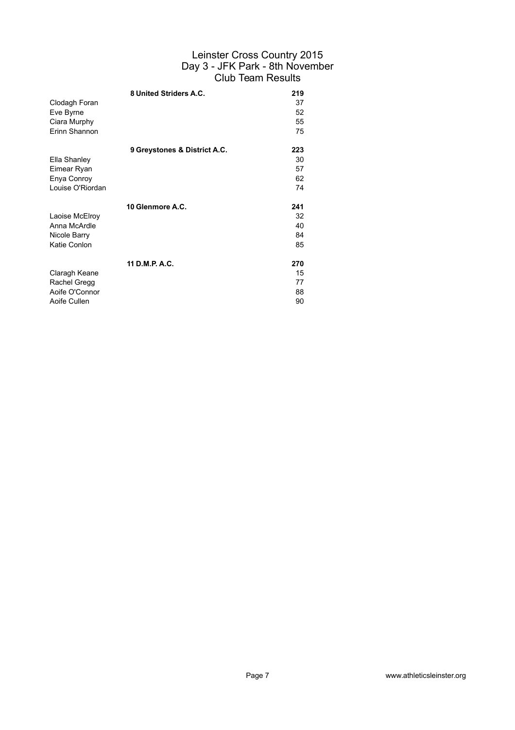# Leinster Cross Country 2015
## Day 3 - JFK Park - 8th November
## Club Team Results

| | | |
|---|---|---|
| | **8 United Striders A.C.** | **219** |
| Clodagh Foran | | 37 |
| Eve Byrne | | 52 |
| Ciara Murphy | | 55 |
| Erinn Shannon | | 75 |
| | **9 Greystones & District A.C.** | **223** |
| Ella Shanley | | 30 |
| Eimear Ryan | | 57 |
| Enya Conroy | | 62 |
| Louise O'Riordan | | 74 |
| | **10 Glenmore A.C.** | **241** |
| Laoise McElroy | | 32 |
| Anna McArdle | | 40 |
| Nicole Barry | | 84 |
| Katie Conlon | | 85 |
| | **11 D.M.P. A.C.** | **270** |
| Claragh Keane | | 15 |
| Rachel Gregg | | 77 |
| Aoife O'Connor | | 88 |
| Aoife Cullen | | 90 |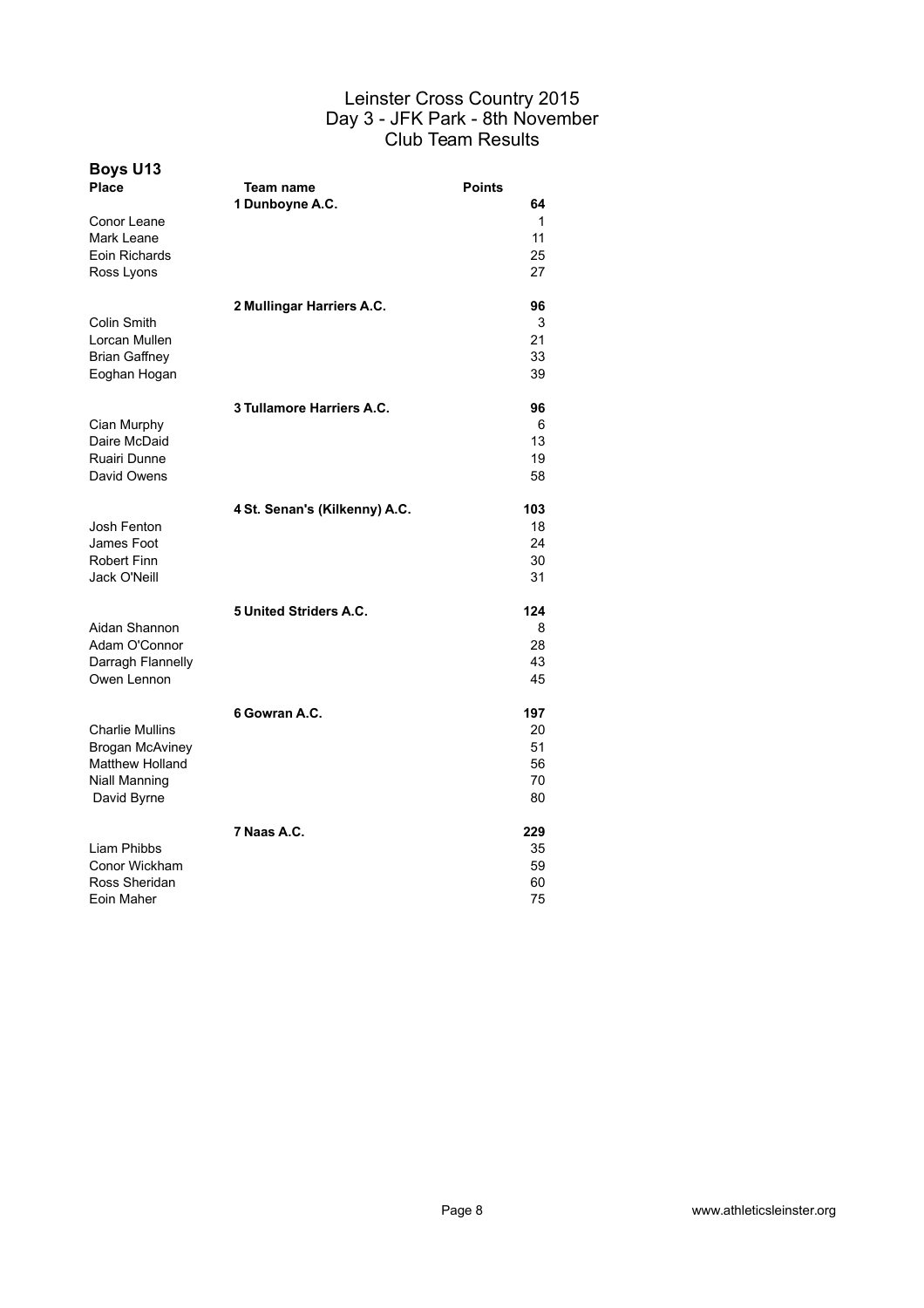# Leinster Cross Country 2015
## Day 3 - JFK Park - 8th November
## Club Team Results

### Boys U13

| Place | Team name | Points |
|---|---|---|
| | **1 Dunboyne A.C.** | **64** |
| Conor Leane | | 1 |
| Mark Leane | | 11 |
| Eoin Richards | | 25 |
| Ross Lyons | | 27 |
| | **2 Mullingar Harriers A.C.** | **96** |
| Colin Smith | | 3 |
| Lorcan Mullen | | 21 |
| Brian Gaffney | | 33 |
| Eoghan Hogan | | 39 |
| | **3 Tullamore Harriers A.C.** | **96** |
| Cian Murphy | | 6 |
| Daire McDaid | | 13 |
| Ruairi Dunne | | 19 |
| David Owens | | 58 |
| | **4 St. Senan's (Kilkenny) A.C.** | **103** |
| Josh Fenton | | 18 |
| James Foot | | 24 |
| Robert Finn | | 30 |
| Jack O'Neill | | 31 |
| | **5 United Striders A.C.** | **124** |
| Aidan Shannon | | 8 |
| Adam O'Connor | | 28 |
| Darragh Flannelly | | 43 |
| Owen Lennon | | 45 |
| | **6 Gowran A.C.** | **197** |
| Charlie Mullins | | 20 |
| Brogan McAviney | | 51 |
| Matthew Holland | | 56 |
| Niall Manning | | 70 |
| David Byrne | | 80 |
| | **7 Naas A.C.** | **229** |
| Liam Phibbs | | 35 |
| Conor Wickham | | 59 |
| Ross Sheridan | | 60 |
| Eoin Maher | | 75 |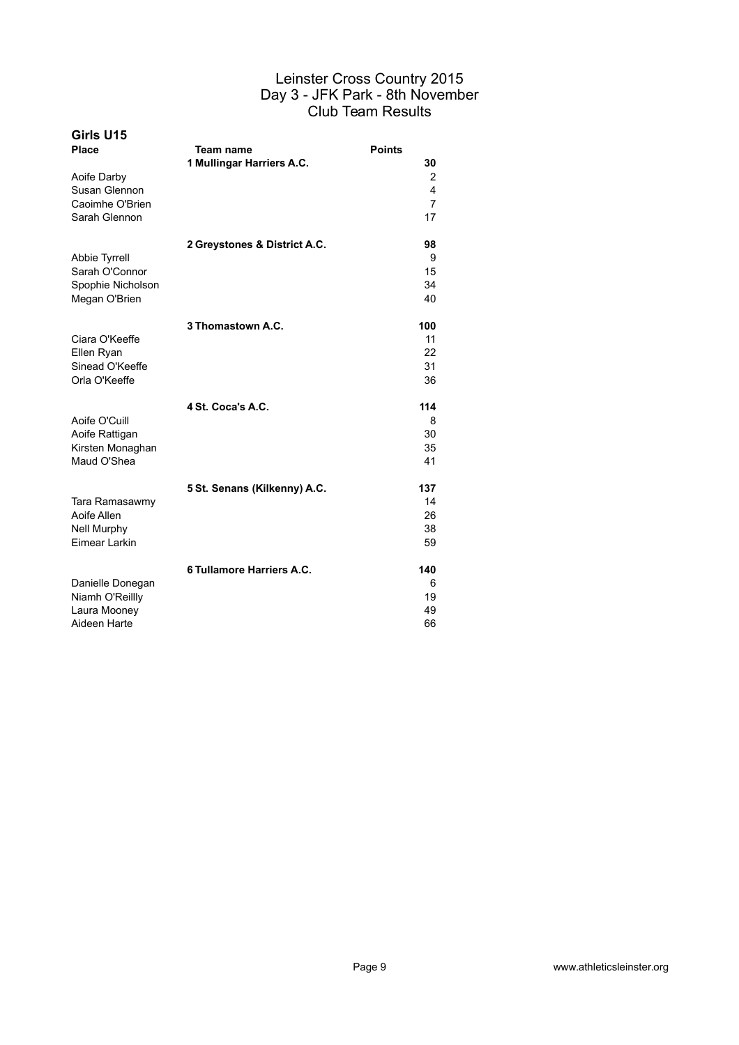# Leinster Cross Country 2015
## Day 3 - JFK Park - 8th November
## Club Team Results

### Girls U15

| Place | Team name | Points |
|---|---|---|
| | **1 Mullingar Harriers A.C.** | **30** |
| Aoife Darby | | 2 |
| Susan Glennon | | 4 |
| Caoimhe O'Brien | | 7 |
| Sarah Glennon | | 17 |
| | **2 Greystones & District A.C.** | **98** |
| Abbie Tyrrell | | 9 |
| Sarah O'Connor | | 15 |
| Spophie Nicholson | | 34 |
| Megan O'Brien | | 40 |
| | **3 Thomastown A.C.** | **100** |
| Ciara O'Keeffe | | 11 |
| Ellen Ryan | | 22 |
| Sinead O'Keeffe | | 31 |
| Orla O'Keeffe | | 36 |
| | **4 St. Coca's A.C.** | **114** |
| Aoife O'Cuill | | 8 |
| Aoife Rattigan | | 30 |
| Kirsten Monaghan | | 35 |
| Maud O'Shea | | 41 |
| | **5 St. Senans (Kilkenny) A.C.** | **137** |
| Tara Ramasawmy | | 14 |
| Aoife Allen | | 26 |
| Nell Murphy | | 38 |
| Eimear Larkin | | 59 |
| | **6 Tullamore Harriers A.C.** | **140** |
| Danielle Donegan | | 6 |
| Niamh O'Reillly | | 19 |
| Laura Mooney | | 49 |
| Aideen Harte | | 66 |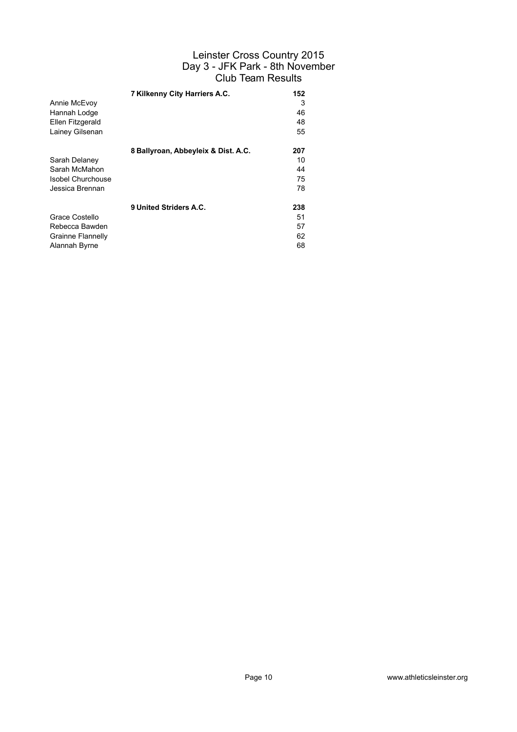# Leinster Cross Country 2015
## Day 3 - JFK Park - 8th November
## Club Team Results

| | | |
|---|---|---|
| | **7 Kilkenny City Harriers A.C.** | **152** |
| Annie McEvoy | | 3 |
| Hannah Lodge | | 46 |
| Ellen Fitzgerald | | 48 |
| Lainey Gilsenan | | 55 |
| | **8 Ballyroan, Abbeyleix & Dist. A.C.** | **207** |
| Sarah Delaney | | 10 |
| Sarah McMahon | | 44 |
| Isobel Churchouse | | 75 |
| Jessica Brennan | | 78 |
| | **9 United Striders A.C.** | **238** |
| Grace Costello | | 51 |
| Rebecca Bawden | | 57 |
| Grainne Flannelly | | 62 |
| Alannah Byrne | | 68 |

www.athleticsleinster.org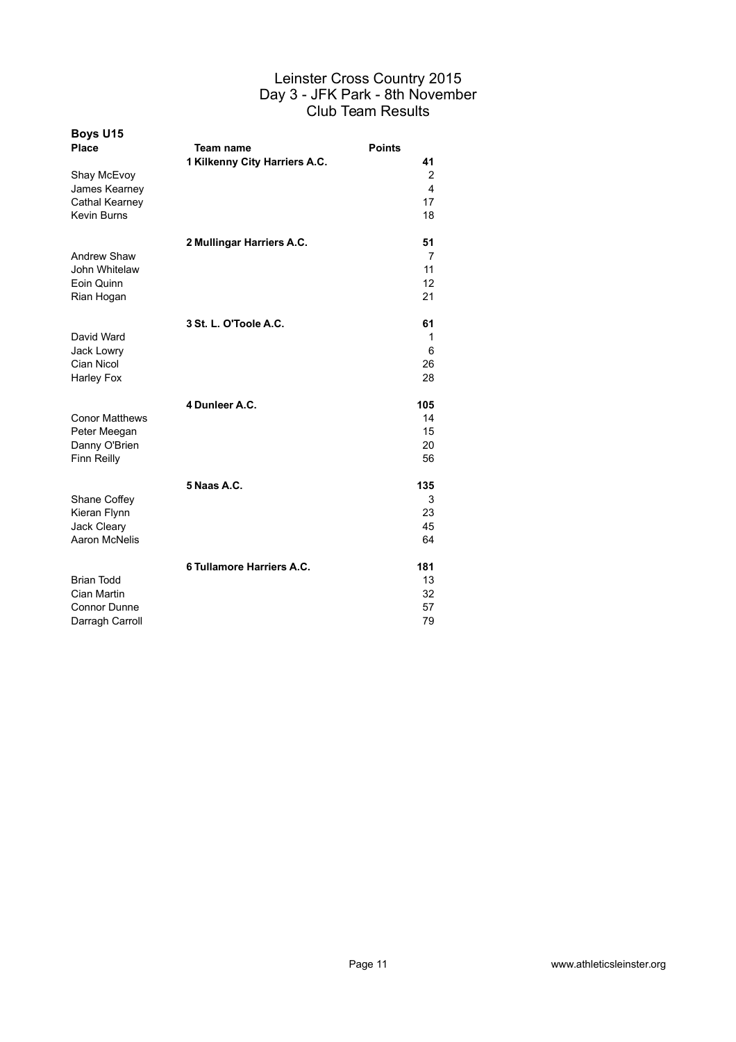# Leinster Cross Country 2015
## Day 3 - JFK Park - 8th November
## Club Team Results

### Boys U15

| Place | Team name | Points |
|---|---|---|
| | **1 Kilkenny City Harriers A.C.** | **41** |
| Shay McEvoy | | 2 |
| James Kearney | | 4 |
| Cathal Kearney | | 17 |
| Kevin Burns | | 18 |
| | **2 Mullingar Harriers A.C.** | **51** |
| Andrew Shaw | | 7 |
| John Whitelaw | | 11 |
| Eoin Quinn | | 12 |
| Rian Hogan | | 21 |
| | **3 St. L. O'Toole A.C.** | **61** |
| David Ward | | 1 |
| Jack Lowry | | 6 |
| Cian Nicol | | 26 |
| Harley Fox | | 28 |
| | **4 Dunleer A.C.** | **105** |
| Conor Matthews | | 14 |
| Peter Meegan | | 15 |
| Danny O'Brien | | 20 |
| Finn Reilly | | 56 |
| | **5 Naas A.C.** | **135** |
| Shane Coffey | | 3 |
| Kieran Flynn | | 23 |
| Jack Cleary | | 45 |
| Aaron McNelis | | 64 |
| | **6 Tullamore Harriers A.C.** | **181** |
| Brian Todd | | 13 |
| Cian Martin | | 32 |
| Connor Dunne | | 57 |
| Darragh Carroll | | 79 |

www.athleticsleinster.org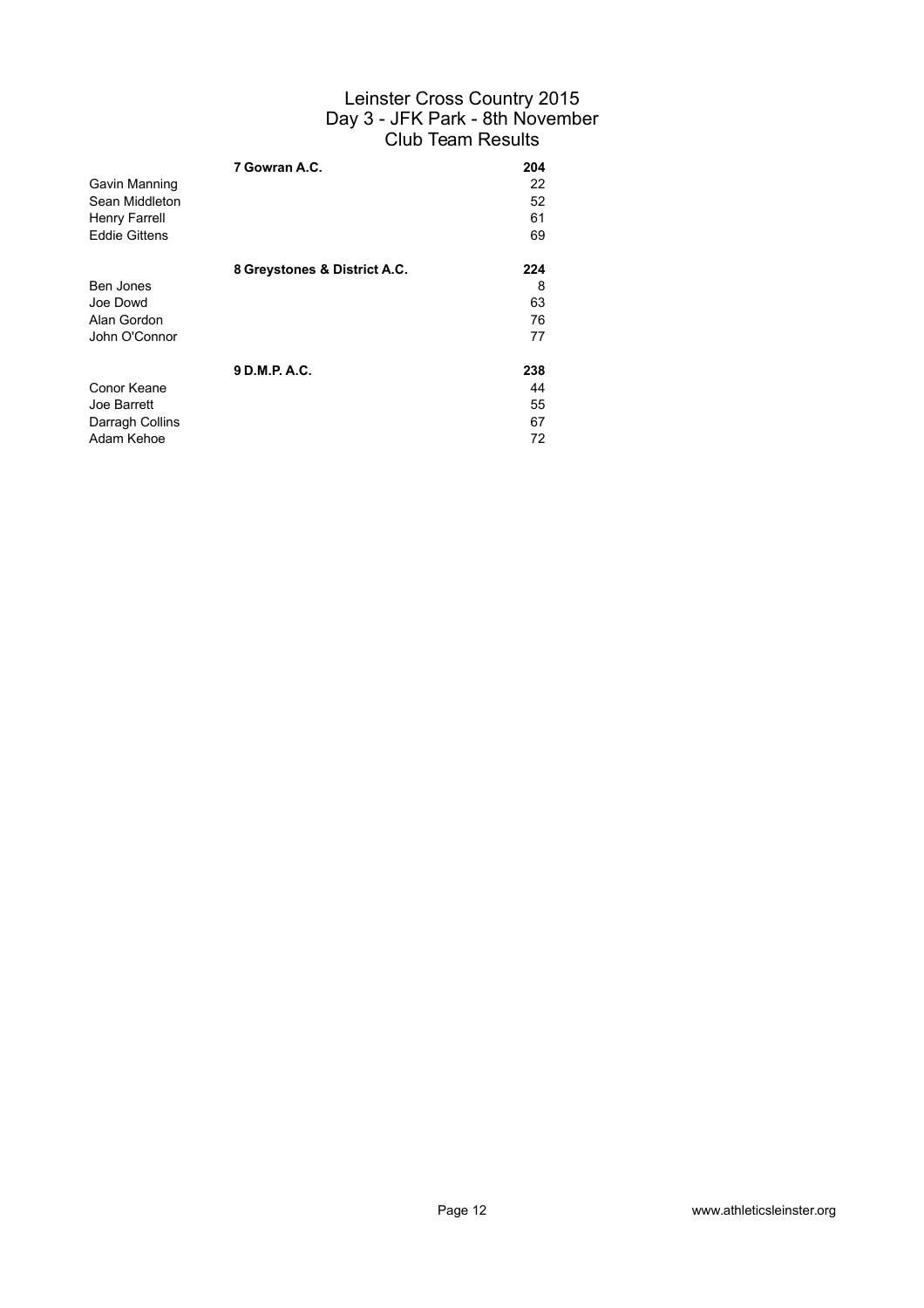# Leinster Cross Country 2015
## Day 3 - JFK Park - 8th November
## Club Team Results

| | | |
|---|---|---|
| | **7 Gowran A.C.** | **204** |
| Gavin Manning | | 22 |
| Sean Middleton | | 52 |
| Henry Farrell | | 61 |
| Eddie Gittens | | 69 |
| | **8 Greystones & District A.C.** | **224** |
| Ben Jones | | 8 |
| Joe Dowd | | 63 |
| Alan Gordon | | 76 |
| John O'Connor | | 77 |
| | **9 D.M.P. A.C.** | **238** |
| Conor Keane | | 44 |
| Joe Barrett | | 55 |
| Darragh Collins | | 67 |
| Adam Kehoe | | 72 |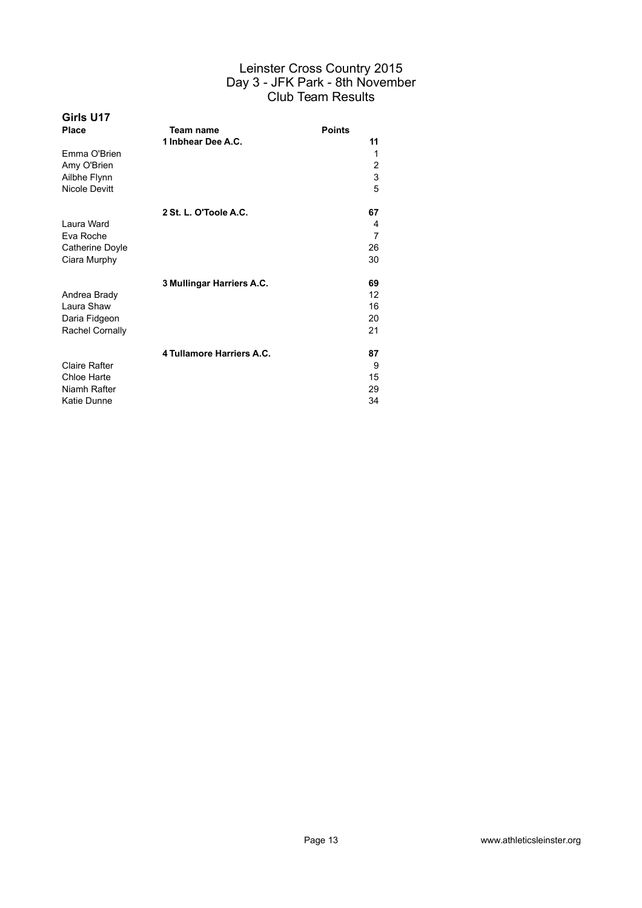# Leinster Cross Country 2015
## Day 3 - JFK Park - 8th November
## Club Team Results

### Girls U17

| Place | Team name | Points |
|---|---|---|
| | **1 Inbhear Dee A.C.** | **11** |
| Emma O'Brien | | 1 |
| Amy O'Brien | | 2 |
| Ailbhe Flynn | | 3 |
| Nicole Devitt | | 5 |
| | **2 St. L. O'Toole A.C.** | **67** |
| Laura Ward | | 4 |
| Eva Roche | | 7 |
| Catherine Doyle | | 26 |
| Ciara Murphy | | 30 |
| | **3 Mullingar Harriers A.C.** | **69** |
| Andrea Brady | | 12 |
| Laura Shaw | | 16 |
| Daria Fidgeon | | 20 |
| Rachel Cornally | | 21 |
| | **4 Tullamore Harriers A.C.** | **87** |
| Claire Rafter | | 9 |
| Chloe Harte | | 15 |
| Niamh Rafter | | 29 |
| Katie Dunne | | 34 |

www.athleticsleinster.org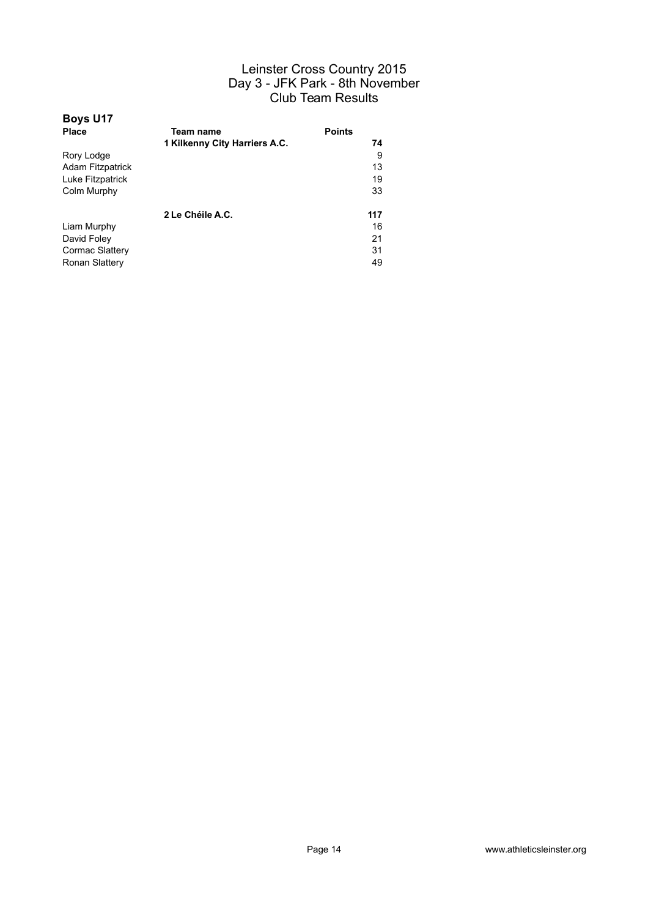# Leinster Cross Country 2015
## Day 3 - JFK Park - 8th November
## Club Team Results

### Boys U17

| Place | Team name | Points |
| --- | --- | --- |
| | **1 Kilkenny City Harriers A.C.** | **74** |
| Rory Lodge | | 9 |
| Adam Fitzpatrick | | 13 |
| Luke Fitzpatrick | | 19 |
| Colm Murphy | | 33 |
| | **2 Le Chéile A.C.** | **117** |
| Liam Murphy | | 16 |
| David Foley | | 21 |
| Cormac Slattery | | 31 |
| Ronan Slattery | | 49 |

www.athleticsleinster.org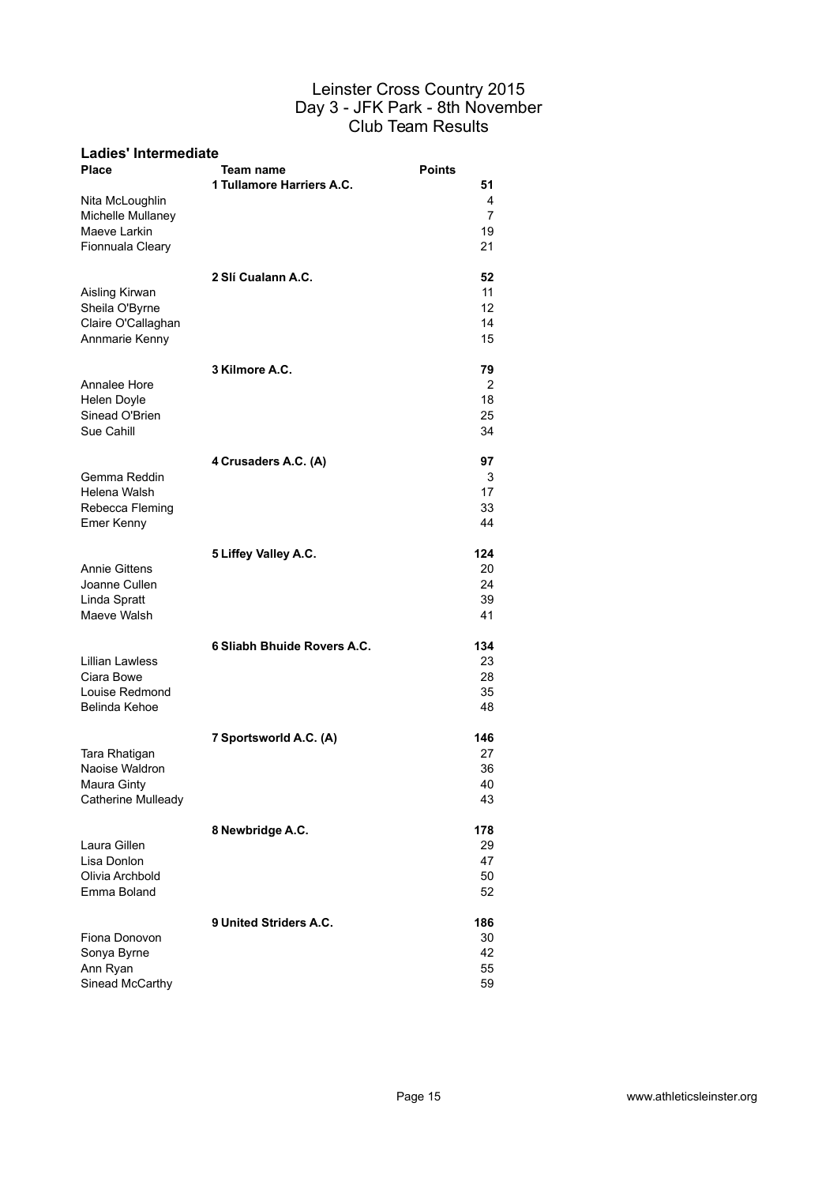# Leinster Cross Country 2015
## Day 3 - JFK Park - 8th November
## Club Team Results

### Ladies' Intermediate

| Place | Team name | Points |
|---|---|---|
| | **1 Tullamore Harriers A.C.** | **51** |
| Nita McLoughlin | | 4 |
| Michelle Mullaney | | 7 |
| Maeve Larkin | | 19 |
| Fionnuala Cleary | | 21 |
| | **2 Slí Cualann A.C.** | **52** |
| Aisling Kirwan | | 11 |
| Sheila O'Byrne | | 12 |
| Claire O'Callaghan | | 14 |
| Annmarie Kenny | | 15 |
| | **3 Kilmore A.C.** | **79** |
| Annalee Hore | | 2 |
| Helen Doyle | | 18 |
| Sinead O'Brien | | 25 |
| Sue Cahill | | 34 |
| | **4 Crusaders A.C. (A)** | **97** |
| Gemma Reddin | | 3 |
| Helena Walsh | | 17 |
| Rebecca Fleming | | 33 |
| Emer Kenny | | 44 |
| | **5 Liffey Valley A.C.** | **124** |
| Annie Gittens | | 20 |
| Joanne Cullen | | 24 |
| Linda Spratt | | 39 |
| Maeve Walsh | | 41 |
| | **6 Sliabh Bhuide Rovers A.C.** | **134** |
| Lillian Lawless | | 23 |
| Ciara Bowe | | 28 |
| Louise Redmond | | 35 |
| Belinda Kehoe | | 48 |
| | **7 Sportsworld A.C. (A)** | **146** |
| Tara Rhatigan | | 27 |
| Naoise Waldron | | 36 |
| Maura Ginty | | 40 |
| Catherine Mulleady | | 43 |
| | **8 Newbridge A.C.** | **178** |
| Laura Gillen | | 29 |
| Lisa Donlon | | 47 |
| Olivia Archbold | | 50 |
| Emma Boland | | 52 |
| | **9 United Striders A.C.** | **186** |
| Fiona Donovon | | 30 |
| Sonya Byrne | | 42 |
| Ann Ryan | | 55 |
| Sinead McCarthy | | 59 |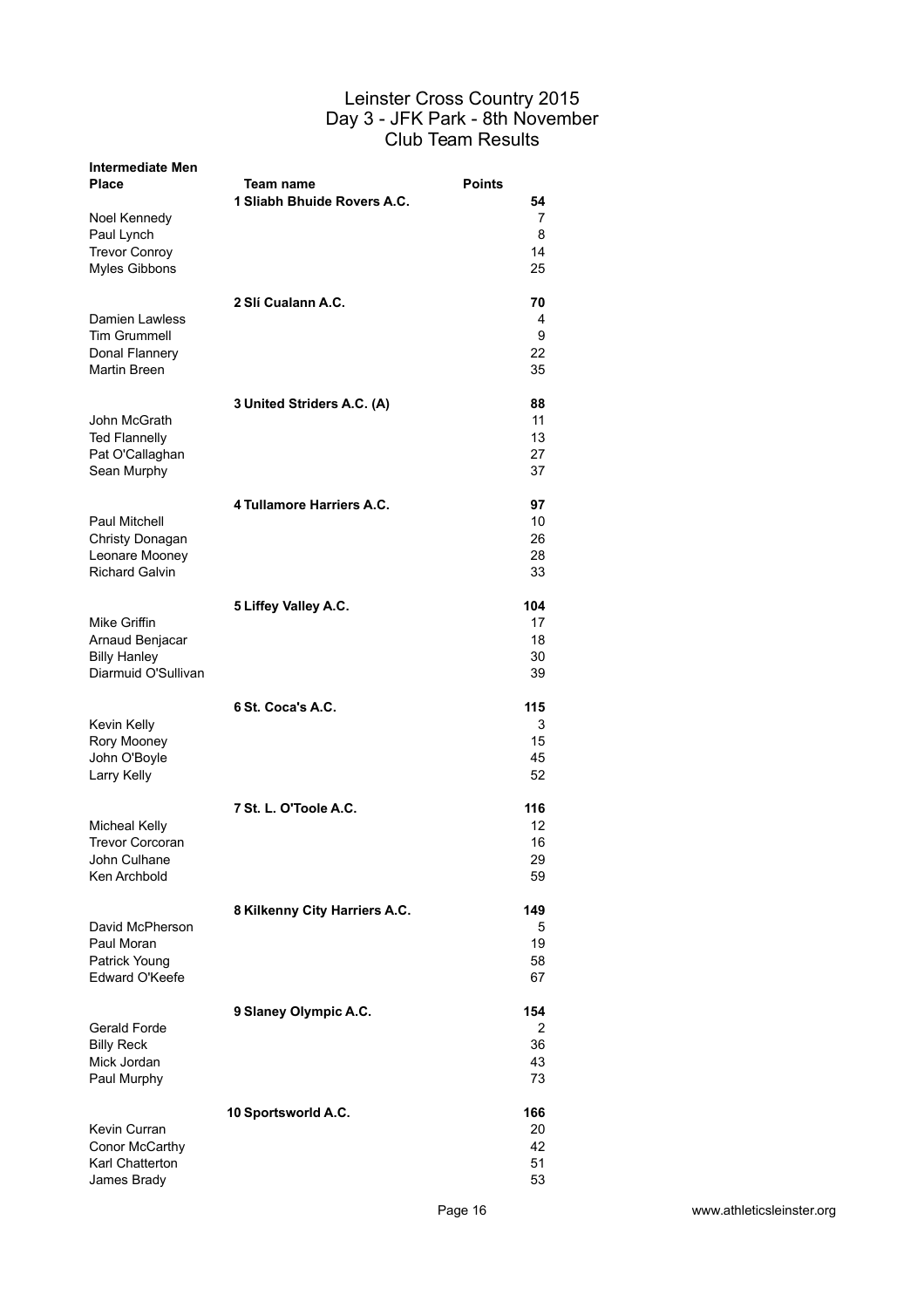# Leinster Cross Country 2015
## Day 3 - JFK Park - 8th November
## Club Team Results

**Intermediate Men**

| Place | Team name | Points |
|---|---|---|
| | **1 Sliabh Bhuide Rovers A.C.** | **54** |
| Noel Kennedy | | 7 |
| Paul Lynch | | 8 |
| Trevor Conroy | | 14 |
| Myles Gibbons | | 25 |
| | **2 Slí Cualann A.C.** | **70** |
| Damien Lawless | | 4 |
| Tim Grummell | | 9 |
| Donal Flannery | | 22 |
| Martin Breen | | 35 |
| | **3 United Striders A.C. (A)** | **88** |
| John McGrath | | 11 |
| Ted Flannelly | | 13 |
| Pat O'Callaghan | | 27 |
| Sean Murphy | | 37 |
| | **4 Tullamore Harriers A.C.** | **97** |
| Paul Mitchell | | 10 |
| Christy Donagan | | 26 |
| Leonare Mooney | | 28 |
| Richard Galvin | | 33 |
| | **5 Liffey Valley A.C.** | **104** |
| Mike Griffin | | 17 |
| Arnaud Benjacar | | 18 |
| Billy Hanley | | 30 |
| Diarmuid O'Sullivan | | 39 |
| | **6 St. Coca's A.C.** | **115** |
| Kevin Kelly | | 3 |
| Rory Mooney | | 15 |
| John O'Boyle | | 45 |
| Larry Kelly | | 52 |
| | **7 St. L. O'Toole A.C.** | **116** |
| Micheal Kelly | | 12 |
| Trevor Corcoran | | 16 |
| John Culhane | | 29 |
| Ken Archbold | | 59 |
| | **8 Kilkenny City Harriers A.C.** | **149** |
| David McPherson | | 5 |
| Paul Moran | | 19 |
| Patrick Young | | 58 |
| Edward O'Keefe | | 67 |
| | **9 Slaney Olympic A.C.** | **154** |
| Gerald Forde | | 2 |
| Billy Reck | | 36 |
| Mick Jordan | | 43 |
| Paul Murphy | | 73 |
| | **10 Sportsworld A.C.** | **166** |
| Kevin Curran | | 20 |
| Conor McCarthy | | 42 |
| Karl Chatterton | | 51 |
| James Brady | | 53 |

www.athleticsleinster.org